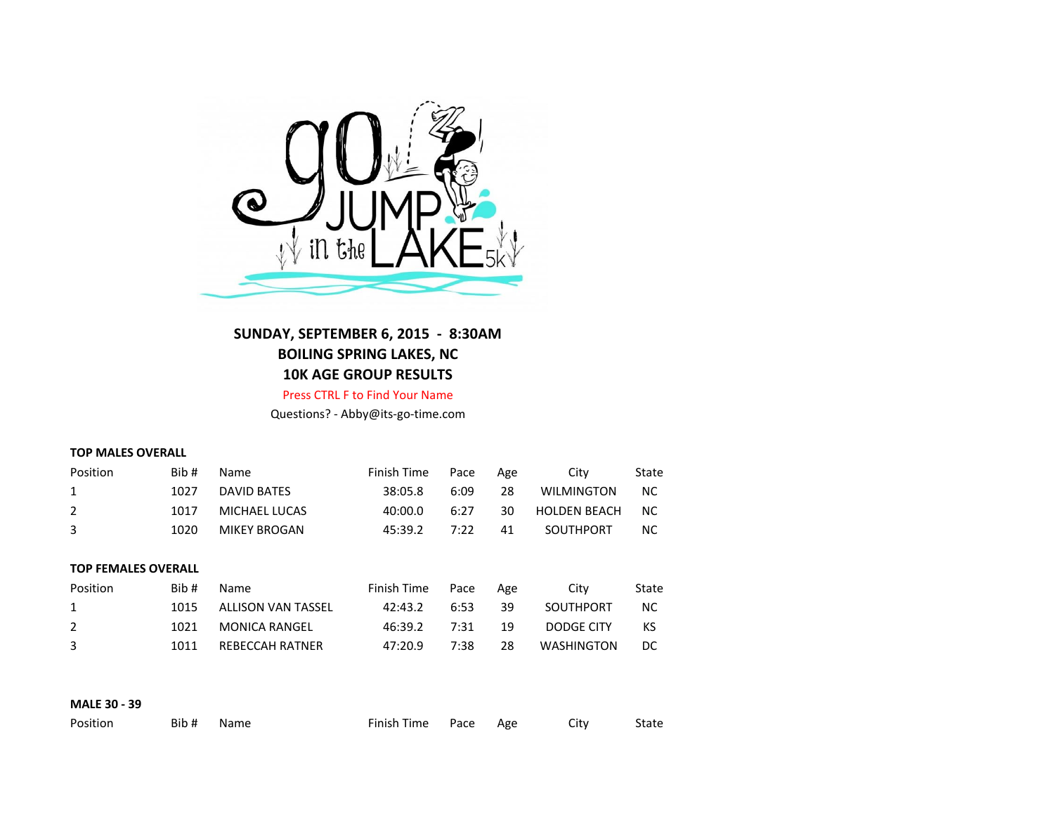**SUNDAY, SEPTEMBER 6, 2015 - 8:30AM**
**BOILING SPRING LAKES, NC**
**10K AGE GROUP RESULTS**

Press CTRL F to Find Your Name

Questions? - Abby@its-go-time.com

**TOP MALES OVERALL**

| Position | Bib # | Name | Finish Time | Pace | Age | City | State |
|---|---|---|---|---|---|---|---|
| 1 | 1027 | DAVID BATES | 38:05.8 | 6:09 | 28 | WILMINGTON | NC |
| 2 | 1017 | MICHAEL LUCAS | 40:00.0 | 6:27 | 30 | HOLDEN BEACH | NC |
| 3 | 1020 | MIKEY BROGAN | 45:39.2 | 7:22 | 41 | SOUTHPORT | NC |

**TOP FEMALES OVERALL**

| Position | Bib # | Name | Finish Time | Pace | Age | City | State |
|---|---|---|---|---|---|---|---|
| 1 | 1015 | ALLISON VAN TASSEL | 42:43.2 | 6:53 | 39 | SOUTHPORT | NC |
| 2 | 1021 | MONICA RANGEL | 46:39.2 | 7:31 | 19 | DODGE CITY | KS |
| 3 | 1011 | REBECCAH RATNER | 47:20.9 | 7:38 | 28 | WASHINGTON | DC |

**MALE 30 - 39**

| Position | Bib # | Name | Finish Time | Pace | Age | City | State |
|---|---|---|---|---|---|---|---|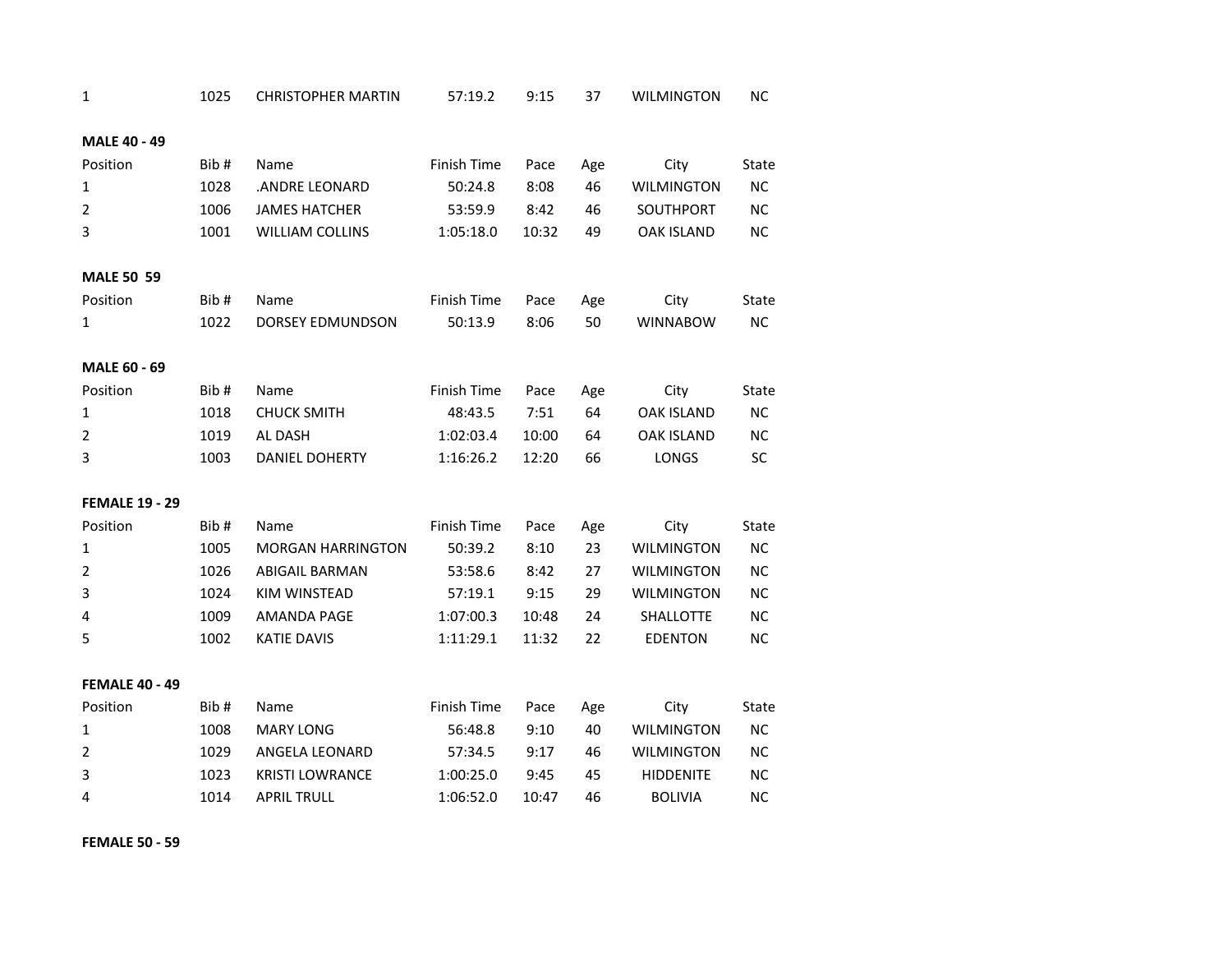| | | | | | | | |
|---|---|---|---|---|---|---|---|
| 1 | 1025 | CHRISTOPHER MARTIN | 57:19.2 | 9:15 | 37 | WILMINGTON | NC |

**MALE 40 - 49**

| Position | Bib # | Name | Finish Time | Pace | Age | City | State |
|---|---|---|---|---|---|---|---|
| 1 | 1028 | .ANDRE LEONARD | 50:24.8 | 8:08 | 46 | WILMINGTON | NC |
| 2 | 1006 | JAMES HATCHER | 53:59.9 | 8:42 | 46 | SOUTHPORT | NC |
| 3 | 1001 | WILLIAM COLLINS | 1:05:18.0 | 10:32 | 49 | OAK ISLAND | NC |

**MALE 50 59**

| Position | Bib # | Name | Finish Time | Pace | Age | City | State |
|---|---|---|---|---|---|---|---|
| 1 | 1022 | DORSEY EDMUNDSON | 50:13.9 | 8:06 | 50 | WINNABOW | NC |

**MALE 60 - 69**

| Position | Bib # | Name | Finish Time | Pace | Age | City | State |
|---|---|---|---|---|---|---|---|
| 1 | 1018 | CHUCK SMITH | 48:43.5 | 7:51 | 64 | OAK ISLAND | NC |
| 2 | 1019 | AL DASH | 1:02:03.4 | 10:00 | 64 | OAK ISLAND | NC |
| 3 | 1003 | DANIEL DOHERTY | 1:16:26.2 | 12:20 | 66 | LONGS | SC |

**FEMALE 19 - 29**

| Position | Bib # | Name | Finish Time | Pace | Age | City | State |
|---|---|---|---|---|---|---|---|
| 1 | 1005 | MORGAN HARRINGTON | 50:39.2 | 8:10 | 23 | WILMINGTON | NC |
| 2 | 1026 | ABIGAIL BARMAN | 53:58.6 | 8:42 | 27 | WILMINGTON | NC |
| 3 | 1024 | KIM WINSTEAD | 57:19.1 | 9:15 | 29 | WILMINGTON | NC |
| 4 | 1009 | AMANDA PAGE | 1:07:00.3 | 10:48 | 24 | SHALLOTTE | NC |
| 5 | 1002 | KATIE DAVIS | 1:11:29.1 | 11:32 | 22 | EDENTON | NC |

**FEMALE 40 - 49**

| Position | Bib # | Name | Finish Time | Pace | Age | City | State |
|---|---|---|---|---|---|---|---|
| 1 | 1008 | MARY LONG | 56:48.8 | 9:10 | 40 | WILMINGTON | NC |
| 2 | 1029 | ANGELA LEONARD | 57:34.5 | 9:17 | 46 | WILMINGTON | NC |
| 3 | 1023 | KRISTI LOWRANCE | 1:00:25.0 | 9:45 | 45 | HIDDENITE | NC |
| 4 | 1014 | APRIL TRULL | 1:06:52.0 | 10:47 | 46 | BOLIVIA | NC |

**FEMALE 50 - 59**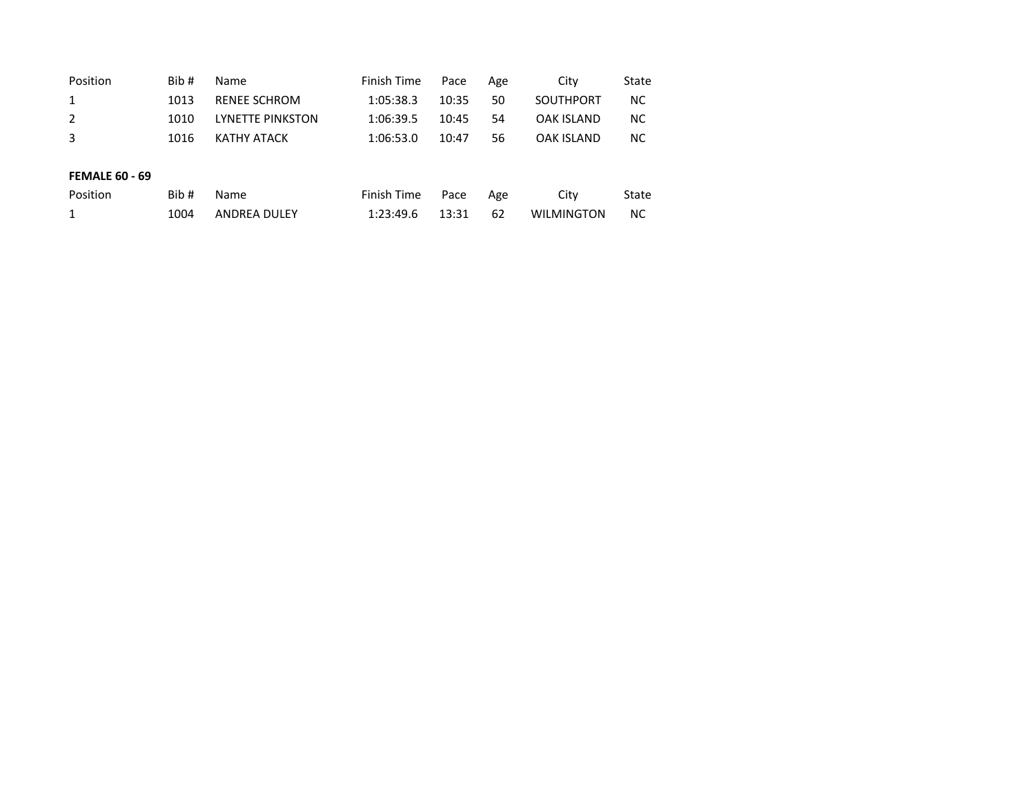| Position | Bib # | Name | Finish Time | Pace | Age | City | State |
|---|---|---|---|---|---|---|---|
| 1 | 1013 | RENEE SCHROM | 1:05:38.3 | 10:35 | 50 | SOUTHPORT | NC |
| 2 | 1010 | LYNETTE PINKSTON | 1:06:39.5 | 10:45 | 54 | OAK ISLAND | NC |
| 3 | 1016 | KATHY ATACK | 1:06:53.0 | 10:47 | 56 | OAK ISLAND | NC |

**FEMALE 60 - 69**

| Position | Bib # | Name | Finish Time | Pace | Age | City | State |
|---|---|---|---|---|---|---|---|
| 1 | 1004 | ANDREA DULEY | 1:23:49.6 | 13:31 | 62 | WILMINGTON | NC |